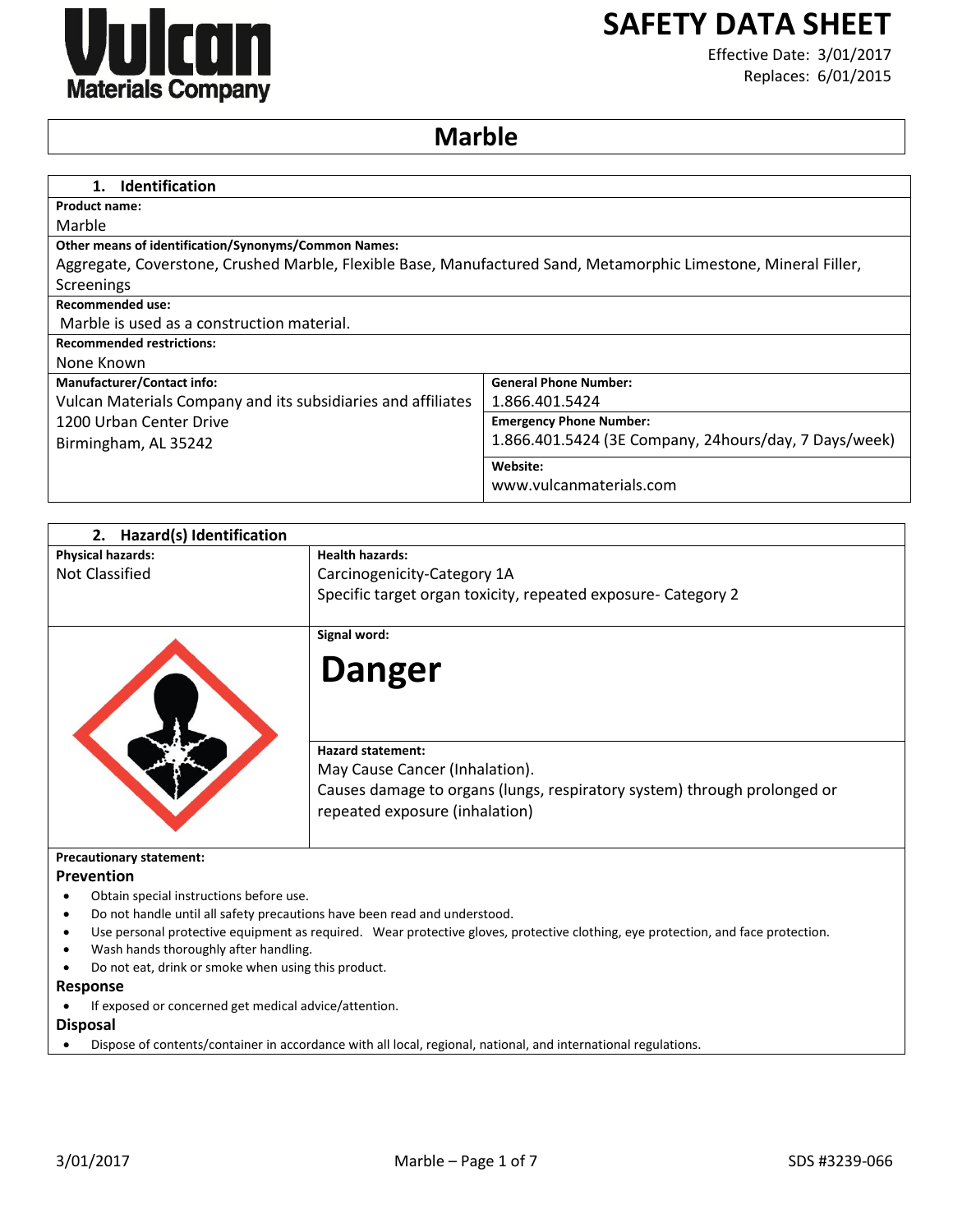Vulcan Materials Company

# SAFETY DATA SHEET

Effective Date: 3/01/2017
Replaces: 6/01/2015

# Marble

## 1. Identification

**Product name:**
Marble

**Other means of identification/Synonyms/Common Names:**
Aggregate, Coverstone, Crushed Marble, Flexible Base, Manufactured Sand, Metamorphic Limestone, Mineral Filler, Screenings

**Recommended use:**
Marble is used as a construction material.

**Recommended restrictions:**
None Known

| **Manufacturer/Contact info:** | **General Phone Number:** |
|---|---|
| Vulcan Materials Company and its subsidiaries and affiliates | 1.866.401.5424 |
| 1200 Urban Center Drive | **Emergency Phone Number:** |
| Birmingham, AL 35242 | 1.866.401.5424 (3E Company, 24hours/day, 7 Days/week) |
| | **Website:** |
| | www.vulcanmaterials.com |

## 2. Hazard(s) Identification

| **Physical hazards:** | **Health hazards:** |
|---|---|
| Not Classified | Carcinogenicity-Category 1A<br>Specific target organ toxicity, repeated exposure- Category 2 |

**Signal word:**

**Danger**

**Hazard statement:**
May Cause Cancer (Inhalation).
Causes damage to organs (lungs, respiratory system) through prolonged or repeated exposure (inhalation)

**Precautionary statement:**

### Prevention

- Obtain special instructions before use.
- Do not handle until all safety precautions have been read and understood.
- Use personal protective equipment as required. Wear protective gloves, protective clothing, eye protection, and face protection.
- Wash hands thoroughly after handling.
- Do not eat, drink or smoke when using this product.

### Response

- If exposed or concerned get medical advice/attention.

### Disposal

- Dispose of contents/container in accordance with all local, regional, national, and international regulations.

SDS #3239-066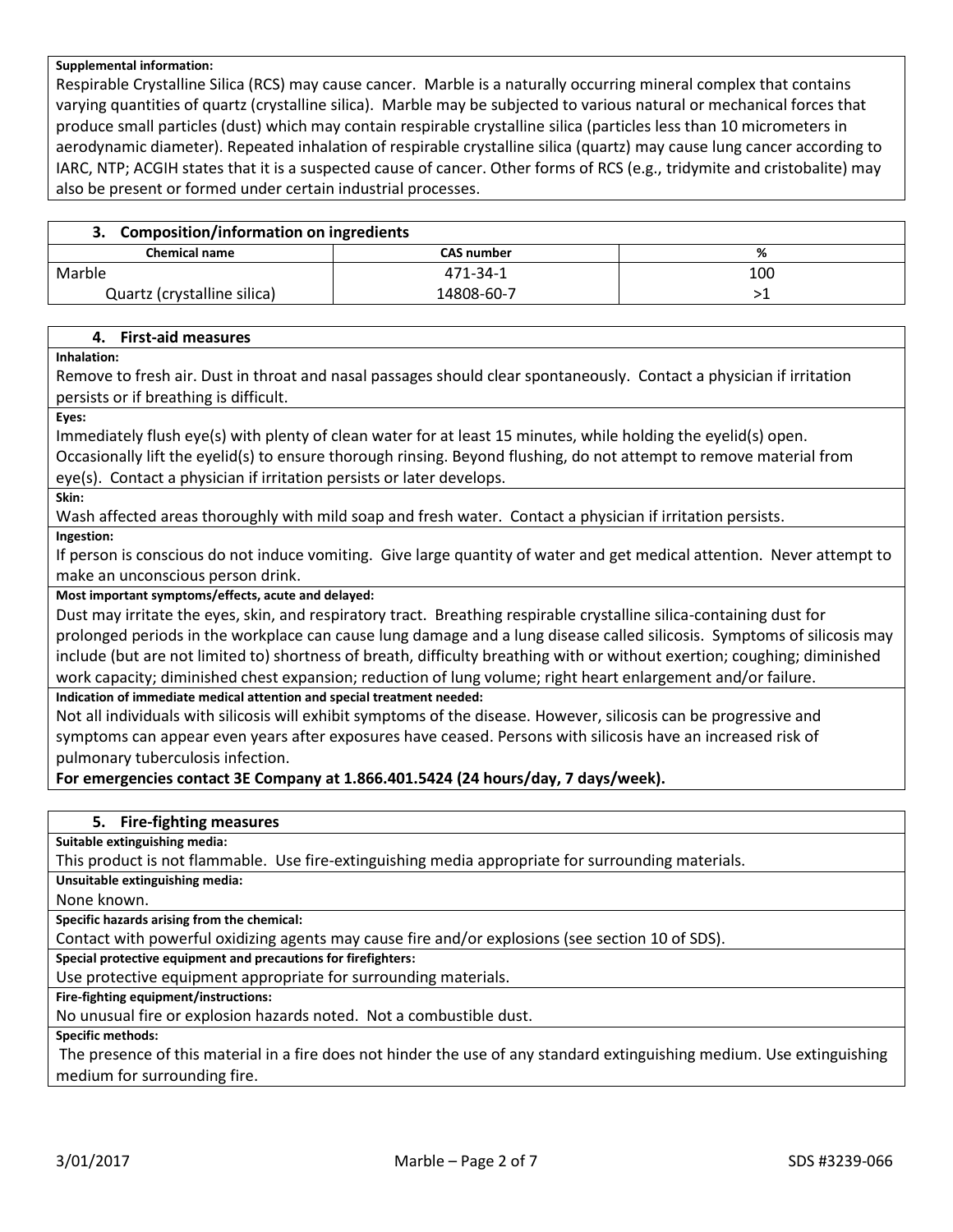**Supplemental information:**

Respirable Crystalline Silica (RCS) may cause cancer. Marble is a naturally occurring mineral complex that contains varying quantities of quartz (crystalline silica). Marble may be subjected to various natural or mechanical forces that produce small particles (dust) which may contain respirable crystalline silica (particles less than 10 micrometers in aerodynamic diameter). Repeated inhalation of respirable crystalline silica (quartz) may cause lung cancer according to IARC, NTP; ACGIH states that it is a suspected cause of cancer. Other forms of RCS (e.g., tridymite and cristobalite) may also be present or formed under certain industrial processes.

## 3. Composition/information on ingredients

| Chemical name | CAS number | % |
|---|---|---|
| Marble | 471-34-1 | 100 |
| Quartz (crystalline silica) | 14808-60-7 | >1 |

## 4. First-aid measures

**Inhalation:**

Remove to fresh air. Dust in throat and nasal passages should clear spontaneously. Contact a physician if irritation persists or if breathing is difficult.

**Eyes:**

Immediately flush eye(s) with plenty of clean water for at least 15 minutes, while holding the eyelid(s) open. Occasionally lift the eyelid(s) to ensure thorough rinsing. Beyond flushing, do not attempt to remove material from eye(s). Contact a physician if irritation persists or later develops.

**Skin:**

Wash affected areas thoroughly with mild soap and fresh water. Contact a physician if irritation persists.

**Ingestion:**

If person is conscious do not induce vomiting. Give large quantity of water and get medical attention. Never attempt to make an unconscious person drink.

**Most important symptoms/effects, acute and delayed:**

Dust may irritate the eyes, skin, and respiratory tract. Breathing respirable crystalline silica-containing dust for prolonged periods in the workplace can cause lung damage and a lung disease called silicosis. Symptoms of silicosis may include (but are not limited to) shortness of breath, difficulty breathing with or without exertion; coughing; diminished work capacity; diminished chest expansion; reduction of lung volume; right heart enlargement and/or failure.

**Indication of immediate medical attention and special treatment needed:**

Not all individuals with silicosis will exhibit symptoms of the disease. However, silicosis can be progressive and symptoms can appear even years after exposures have ceased. Persons with silicosis have an increased risk of pulmonary tuberculosis infection.

**For emergencies contact 3E Company at 1.866.401.5424 (24 hours/day, 7 days/week).**

## 5. Fire-fighting measures

**Suitable extinguishing media:**

This product is not flammable. Use fire-extinguishing media appropriate for surrounding materials.

**Unsuitable extinguishing media:**

None known.

**Specific hazards arising from the chemical:**

Contact with powerful oxidizing agents may cause fire and/or explosions (see section 10 of SDS).

**Special protective equipment and precautions for firefighters:**

Use protective equipment appropriate for surrounding materials.

**Fire-fighting equipment/instructions:**

No unusual fire or explosion hazards noted. Not a combustible dust.

**Specific methods:**

The presence of this material in a fire does not hinder the use of any standard extinguishing medium. Use extinguishing medium for surrounding fire.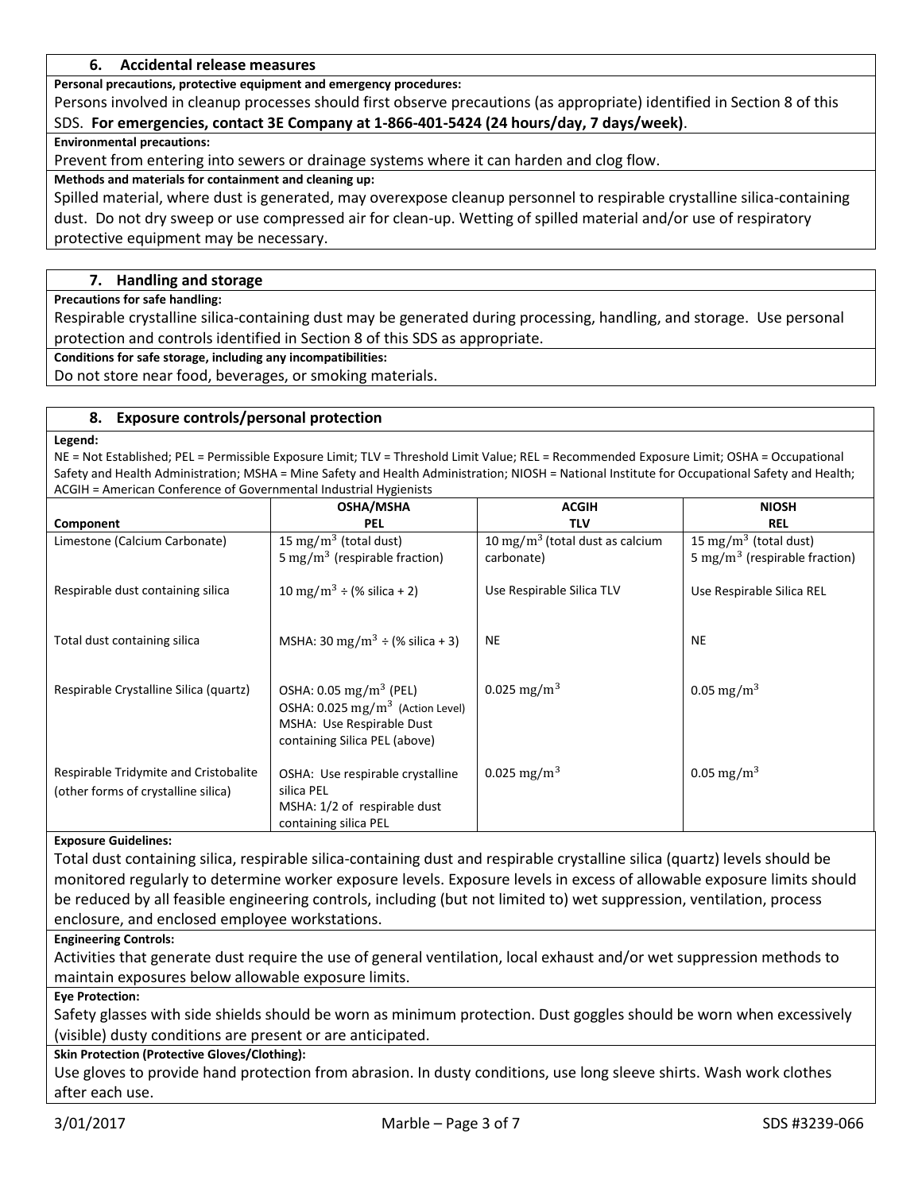## 6. Accidental release measures

**Personal precautions, protective equipment and emergency procedures:**

Persons involved in cleanup processes should first observe precautions (as appropriate) identified in Section 8 of this SDS. **For emergencies, contact 3E Company at 1-866-401-5424 (24 hours/day, 7 days/week)**.

**Environmental precautions:**

Prevent from entering into sewers or drainage systems where it can harden and clog flow.

**Methods and materials for containment and cleaning up:**

Spilled material, where dust is generated, may overexpose cleanup personnel to respirable crystalline silica-containing dust. Do not dry sweep or use compressed air for clean-up. Wetting of spilled material and/or use of respiratory protective equipment may be necessary.

## 7. Handling and storage

**Precautions for safe handling:**

Respirable crystalline silica-containing dust may be generated during processing, handling, and storage. Use personal protection and controls identified in Section 8 of this SDS as appropriate.

**Conditions for safe storage, including any incompatibilities:**

Do not store near food, beverages, or smoking materials.

## 8. Exposure controls/personal protection

**Legend:**

NE = Not Established; PEL = Permissible Exposure Limit; TLV = Threshold Limit Value; REL = Recommended Exposure Limit; OSHA = Occupational Safety and Health Administration; MSHA = Mine Safety and Health Administration; NIOSH = National Institute for Occupational Safety and Health; ACGIH = American Conference of Governmental Industrial Hygienists

| Component | OSHA/MSHA PEL | ACGIH TLV | NIOSH REL |
|---|---|---|---|
| Limestone (Calcium Carbonate) | 15 $mg/m^3$ (total dust)<br>5 $mg/m^3$ (respirable fraction) | 10 $mg/m^3$ (total dust as calcium carbonate) | 15 $mg/m^3$ (total dust)<br>5 $mg/m^3$ (respirable fraction) |
| Respirable dust containing silica | 10 $mg/m^3$ ÷ (% silica + 2) | Use Respirable Silica TLV | Use Respirable Silica REL |
| Total dust containing silica | MSHA: 30 $mg/m^3$ ÷ (% silica + 3) | NE | NE |
| Respirable Crystalline Silica (quartz) | OSHA: 0.05 $mg/m^3$ (PEL)<br>OSHA: 0.025 $mg/m^3$ (Action Level)<br>MSHA: Use Respirable Dust containing Silica PEL (above) | 0.025 $mg/m^3$ | 0.05 $mg/m^3$ |
| Respirable Tridymite and Cristobalite (other forms of crystalline silica) | OSHA: Use respirable crystalline silica PEL<br>MSHA: 1/2 of respirable dust containing silica PEL | 0.025 $mg/m^3$ | 0.05 $mg/m^3$ |

**Exposure Guidelines:**

Total dust containing silica, respirable silica-containing dust and respirable crystalline silica (quartz) levels should be monitored regularly to determine worker exposure levels. Exposure levels in excess of allowable exposure limits should be reduced by all feasible engineering controls, including (but not limited to) wet suppression, ventilation, process enclosure, and enclosed employee workstations.

**Engineering Controls:**

Activities that generate dust require the use of general ventilation, local exhaust and/or wet suppression methods to maintain exposures below allowable exposure limits.

**Eye Protection:**

Safety glasses with side shields should be worn as minimum protection. Dust goggles should be worn when excessively (visible) dusty conditions are present or are anticipated.

**Skin Protection (Protective Gloves/Clothing):**

Use gloves to provide hand protection from abrasion. In dusty conditions, use long sleeve shirts. Wash work clothes after each use.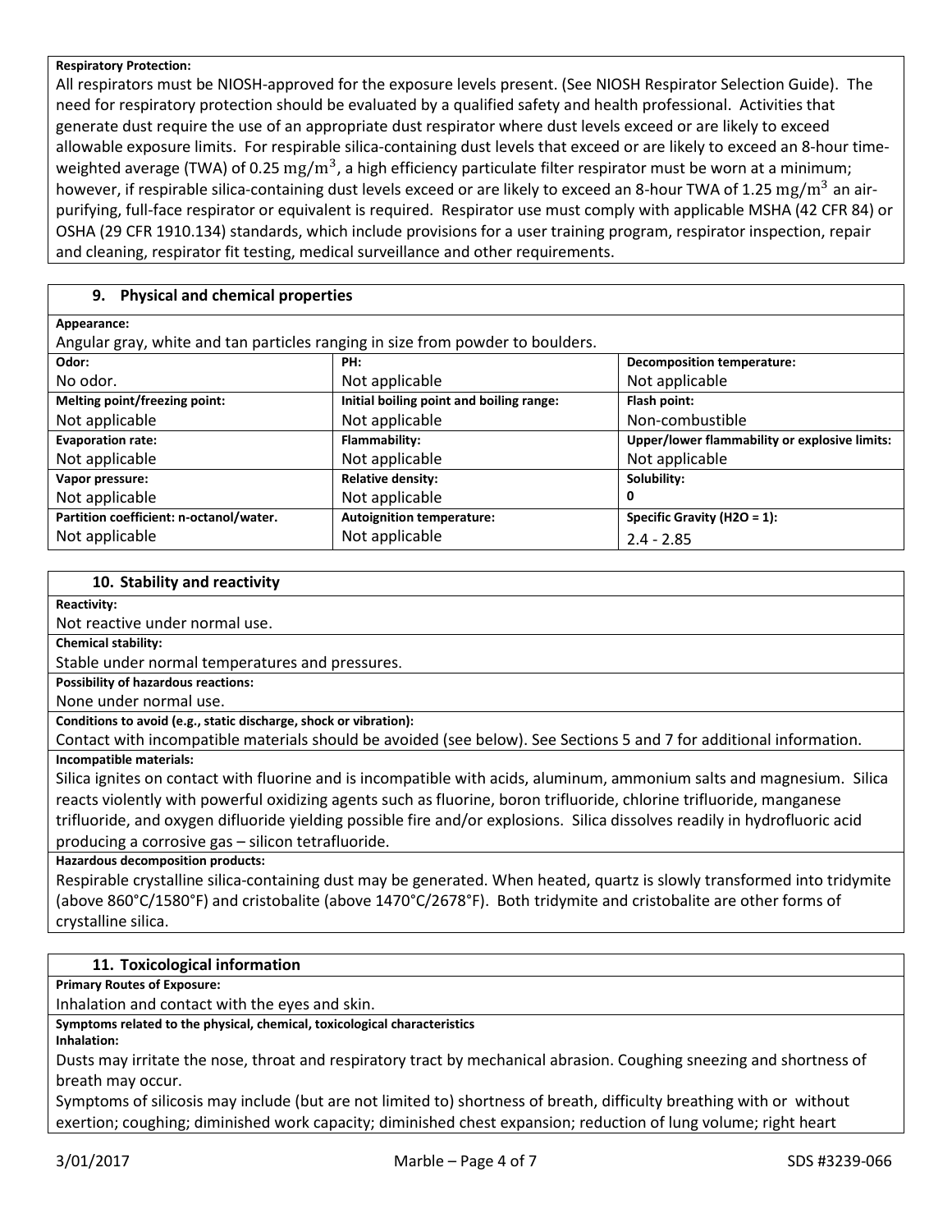**Respiratory Protection:**

All respirators must be NIOSH-approved for the exposure levels present. (See NIOSH Respirator Selection Guide). The need for respiratory protection should be evaluated by a qualified safety and health professional. Activities that generate dust require the use of an appropriate dust respirator where dust levels exceed or are likely to exceed allowable exposure limits. For respirable silica-containing dust levels that exceed or are likely to exceed an 8-hour time-weighted average (TWA) of 0.25 $mg/m^3$, a high efficiency particulate filter respirator must be worn at a minimum; however, if respirable silica-containing dust levels exceed or are likely to exceed an 8-hour TWA of 1.25 $mg/m^3$ an air-purifying, full-face respirator or equivalent is required. Respirator use must comply with applicable MSHA (42 CFR 84) or OSHA (29 CFR 1910.134) standards, which include provisions for a user training program, respirator inspection, repair and cleaning, respirator fit testing, medical surveillance and other requirements.

## 9. Physical and chemical properties

**Appearance:**

Angular gray, white and tan particles ranging in size from powder to boulders.

| **Odor:** | **PH:** | **Decomposition temperature:** |
|---|---|---|
| No odor. | Not applicable | Not applicable |
| **Melting point/freezing point:** | **Initial boiling point and boiling range:** | **Flash point:** |
| Not applicable | Not applicable | Non-combustible |
| **Evaporation rate:** | **Flammability:** | **Upper/lower flammability or explosive limits:** |
| Not applicable | Not applicable | Not applicable |
| **Vapor pressure:** | **Relative density:** | **Solubility:** |
| Not applicable | Not applicable | 0 |
| **Partition coefficient: n-octanol/water.** | **Autoignition temperature:** | **Specific Gravity (H2O = 1):** |
| Not applicable | Not applicable | 2.4 - 2.85 |

## 10. Stability and reactivity

**Reactivity:**

Not reactive under normal use.

**Chemical stability:**

Stable under normal temperatures and pressures.

**Possibility of hazardous reactions:**

None under normal use.

**Conditions to avoid (e.g., static discharge, shock or vibration):**

Contact with incompatible materials should be avoided (see below). See Sections 5 and 7 for additional information.

**Incompatible materials:**

Silica ignites on contact with fluorine and is incompatible with acids, aluminum, ammonium salts and magnesium. Silica reacts violently with powerful oxidizing agents such as fluorine, boron trifluoride, chlorine trifluoride, manganese trifluoride, and oxygen difluoride yielding possible fire and/or explosions. Silica dissolves readily in hydrofluoric acid producing a corrosive gas – silicon tetrafluoride.

**Hazardous decomposition products:**

Respirable crystalline silica-containing dust may be generated. When heated, quartz is slowly transformed into tridymite (above 860°C/1580°F) and cristobalite (above 1470°C/2678°F). Both tridymite and cristobalite are other forms of crystalline silica.

## 11. Toxicological information

**Primary Routes of Exposure:**

Inhalation and contact with the eyes and skin.

**Symptoms related to the physical, chemical, toxicological characteristics**

**Inhalation:**

Dusts may irritate the nose, throat and respiratory tract by mechanical abrasion. Coughing sneezing and shortness of breath may occur.

Symptoms of silicosis may include (but are not limited to) shortness of breath, difficulty breathing with or without exertion; coughing; diminished work capacity; diminished chest expansion; reduction of lung volume; right heart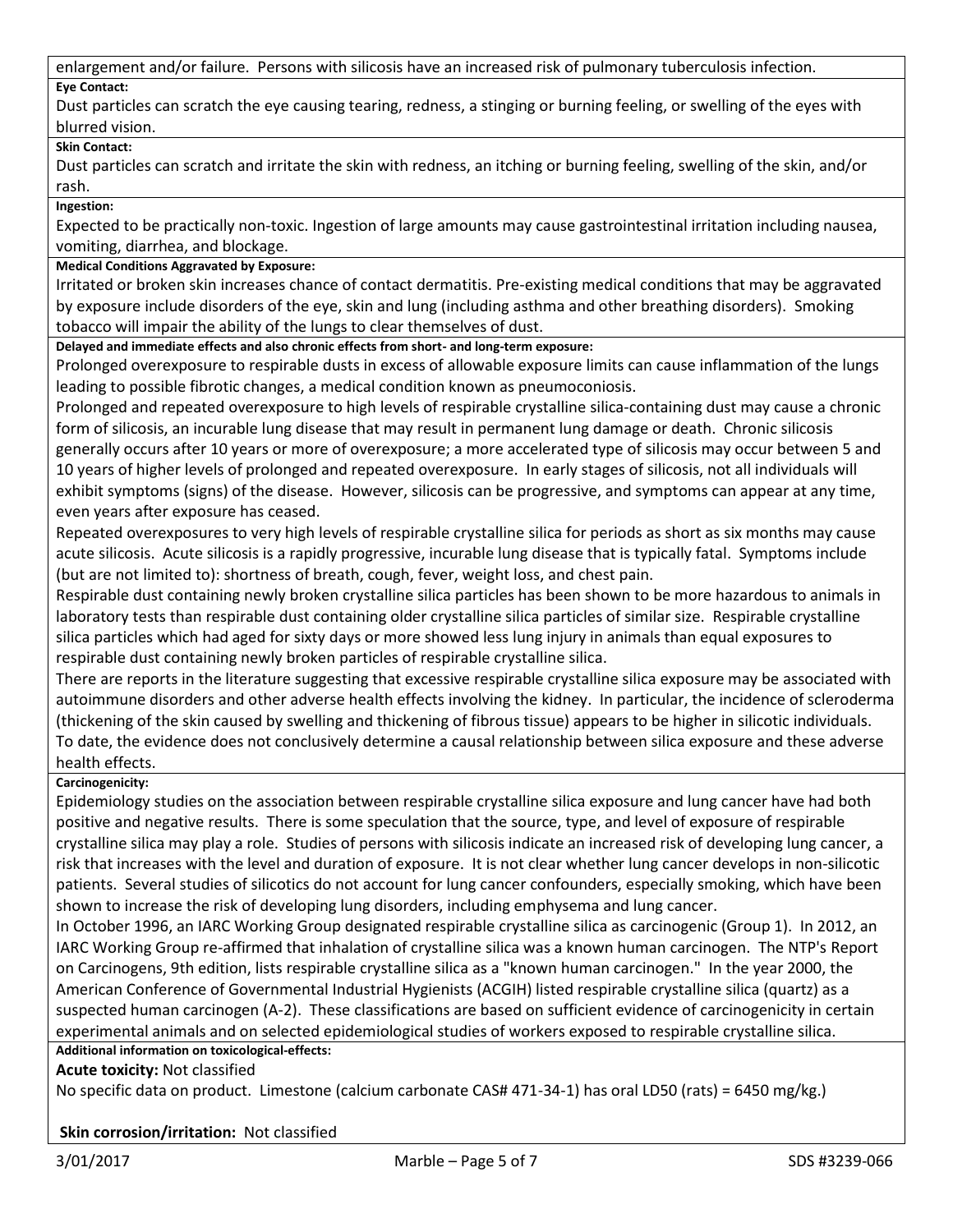enlargement and/or failure. Persons with silicosis have an increased risk of pulmonary tuberculosis infection.

**Eye Contact:**

Dust particles can scratch the eye causing tearing, redness, a stinging or burning feeling, or swelling of the eyes with blurred vision.

**Skin Contact:**

Dust particles can scratch and irritate the skin with redness, an itching or burning feeling, swelling of the skin, and/or rash.

**Ingestion:**

Expected to be practically non-toxic. Ingestion of large amounts may cause gastrointestinal irritation including nausea, vomiting, diarrhea, and blockage.

**Medical Conditions Aggravated by Exposure:**

Irritated or broken skin increases chance of contact dermatitis. Pre-existing medical conditions that may be aggravated by exposure include disorders of the eye, skin and lung (including asthma and other breathing disorders). Smoking tobacco will impair the ability of the lungs to clear themselves of dust.

**Delayed and immediate effects and also chronic effects from short- and long-term exposure:**

Prolonged overexposure to respirable dusts in excess of allowable exposure limits can cause inflammation of the lungs leading to possible fibrotic changes, a medical condition known as pneumoconiosis.

Prolonged and repeated overexposure to high levels of respirable crystalline silica-containing dust may cause a chronic form of silicosis, an incurable lung disease that may result in permanent lung damage or death. Chronic silicosis generally occurs after 10 years or more of overexposure; a more accelerated type of silicosis may occur between 5 and 10 years of higher levels of prolonged and repeated overexposure. In early stages of silicosis, not all individuals will exhibit symptoms (signs) of the disease. However, silicosis can be progressive, and symptoms can appear at any time, even years after exposure has ceased.

Repeated overexposures to very high levels of respirable crystalline silica for periods as short as six months may cause acute silicosis. Acute silicosis is a rapidly progressive, incurable lung disease that is typically fatal. Symptoms include (but are not limited to): shortness of breath, cough, fever, weight loss, and chest pain.

Respirable dust containing newly broken crystalline silica particles has been shown to be more hazardous to animals in laboratory tests than respirable dust containing older crystalline silica particles of similar size. Respirable crystalline silica particles which had aged for sixty days or more showed less lung injury in animals than equal exposures to respirable dust containing newly broken particles of respirable crystalline silica.

There are reports in the literature suggesting that excessive respirable crystalline silica exposure may be associated with autoimmune disorders and other adverse health effects involving the kidney. In particular, the incidence of scleroderma (thickening of the skin caused by swelling and thickening of fibrous tissue) appears to be higher in silicotic individuals. To date, the evidence does not conclusively determine a causal relationship between silica exposure and these adverse health effects.

**Carcinogenicity:**

Epidemiology studies on the association between respirable crystalline silica exposure and lung cancer have had both positive and negative results. There is some speculation that the source, type, and level of exposure of respirable crystalline silica may play a role. Studies of persons with silicosis indicate an increased risk of developing lung cancer, a risk that increases with the level and duration of exposure. It is not clear whether lung cancer develops in non-silicotic patients. Several studies of silicotics do not account for lung cancer confounders, especially smoking, which have been shown to increase the risk of developing lung disorders, including emphysema and lung cancer.

In October 1996, an IARC Working Group designated respirable crystalline silica as carcinogenic (Group 1). In 2012, an IARC Working Group re-affirmed that inhalation of crystalline silica was a known human carcinogen. The NTP's Report on Carcinogens, 9th edition, lists respirable crystalline silica as a "known human carcinogen." In the year 2000, the American Conference of Governmental Industrial Hygienists (ACGIH) listed respirable crystalline silica (quartz) as a suspected human carcinogen (A-2). These classifications are based on sufficient evidence of carcinogenicity in certain experimental animals and on selected epidemiological studies of workers exposed to respirable crystalline silica.

**Additional information on toxicological-effects:**

**Acute toxicity:** Not classified

No specific data on product. Limestone (calcium carbonate CAS# 471-34-1) has oral LD50 (rats) = 6450 mg/kg.)

**Skin corrosion/irritation:** Not classified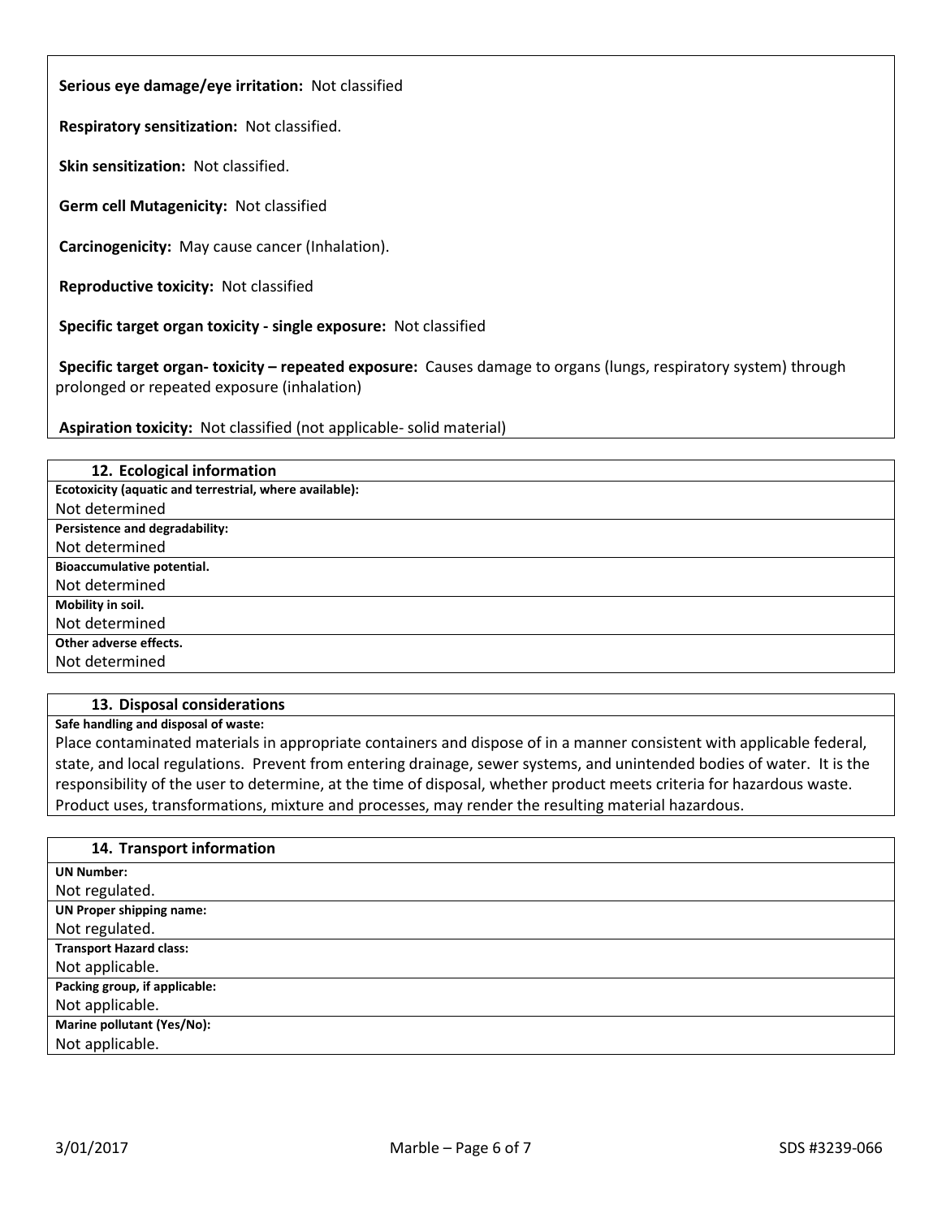**Serious eye damage/eye irritation:** Not classified

**Respiratory sensitization:** Not classified.

**Skin sensitization:** Not classified.

**Germ cell Mutagenicity:** Not classified

**Carcinogenicity:** May cause cancer (Inhalation).

**Reproductive toxicity:** Not classified

**Specific target organ toxicity - single exposure:** Not classified

**Specific target organ- toxicity – repeated exposure:** Causes damage to organs (lungs, respiratory system) through prolonged or repeated exposure (inhalation)

**Aspiration toxicity:** Not classified (not applicable- solid material)

## 12. Ecological information

**Ecotoxicity (aquatic and terrestrial, where available):**
Not determined

**Persistence and degradability:**
Not determined

**Bioaccumulative potential.**
Not determined

**Mobility in soil.**
Not determined

**Other adverse effects.**
Not determined

## 13. Disposal considerations

**Safe handling and disposal of waste:**
Place contaminated materials in appropriate containers and dispose of in a manner consistent with applicable federal, state, and local regulations. Prevent from entering drainage, sewer systems, and unintended bodies of water. It is the responsibility of the user to determine, at the time of disposal, whether product meets criteria for hazardous waste. Product uses, transformations, mixture and processes, may render the resulting material hazardous.

## 14. Transport information

**UN Number:**
Not regulated.

**UN Proper shipping name:**
Not regulated.

**Transport Hazard class:**
Not applicable.

**Packing group, if applicable:**
Not applicable.

**Marine pollutant (Yes/No):**
Not applicable.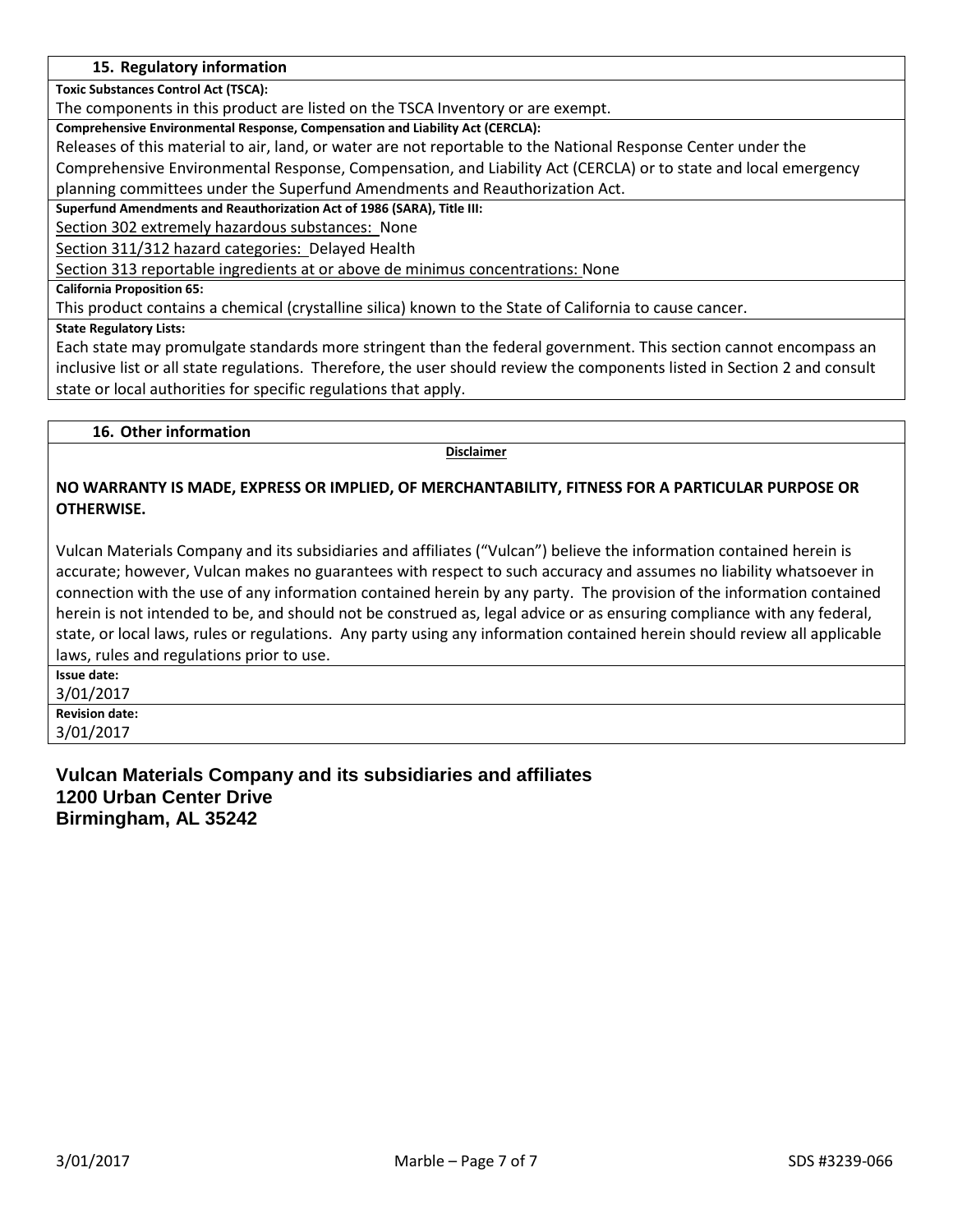## 15. Regulatory information

**Toxic Substances Control Act (TSCA):**

The components in this product are listed on the TSCA Inventory or are exempt.

**Comprehensive Environmental Response, Compensation and Liability Act (CERCLA):**

Releases of this material to air, land, or water are not reportable to the National Response Center under the Comprehensive Environmental Response, Compensation, and Liability Act (CERCLA) or to state and local emergency planning committees under the Superfund Amendments and Reauthorization Act.

**Superfund Amendments and Reauthorization Act of 1986 (SARA), Title III:**

Section 302 extremely hazardous substances: None

Section 311/312 hazard categories: Delayed Health

Section 313 reportable ingredients at or above de minimus concentrations: None

**California Proposition 65:**

This product contains a chemical (crystalline silica) known to the State of California to cause cancer.

**State Regulatory Lists:**

Each state may promulgate standards more stringent than the federal government. This section cannot encompass an inclusive list or all state regulations. Therefore, the user should review the components listed in Section 2 and consult state or local authorities for specific regulations that apply.

## 16. Other information

**Disclaimer**

**NO WARRANTY IS MADE, EXPRESS OR IMPLIED, OF MERCHANTABILITY, FITNESS FOR A PARTICULAR PURPOSE OR OTHERWISE.**

Vulcan Materials Company and its subsidiaries and affiliates ("Vulcan") believe the information contained herein is accurate; however, Vulcan makes no guarantees with respect to such accuracy and assumes no liability whatsoever in connection with the use of any information contained herein by any party. The provision of the information contained herein is not intended to be, and should not be construed as, legal advice or as ensuring compliance with any federal, state, or local laws, rules or regulations. Any party using any information contained herein should review all applicable laws, rules and regulations prior to use.

**Issue date:**

3/01/2017

**Revision date:**

3/01/2017

**Vulcan Materials Company and its subsidiaries and affiliates**
**1200 Urban Center Drive**
**Birmingham, AL 35242**